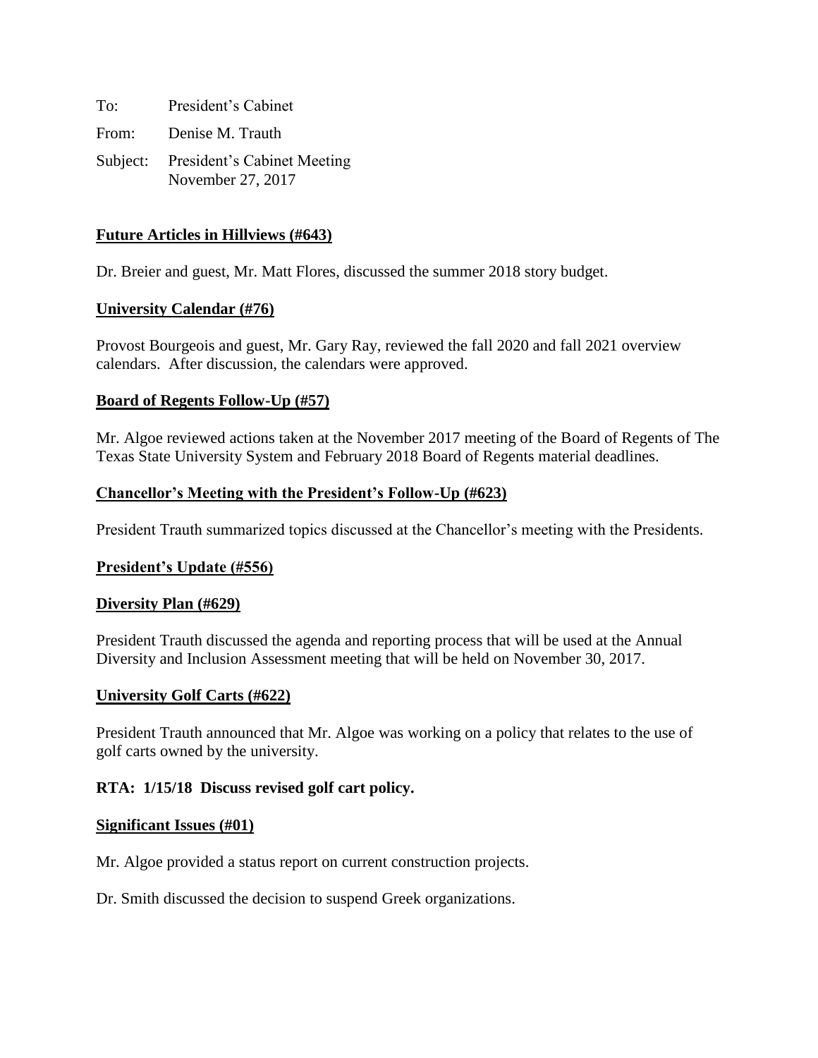To: President's Cabinet

From: Denise M. Trauth

Subject: President's Cabinet Meeting
November 27, 2017

**Future Articles in Hillviews (#643)**

Dr. Breier and guest, Mr. Matt Flores, discussed the summer 2018 story budget.

**University Calendar (#76)**

Provost Bourgeois and guest, Mr. Gary Ray, reviewed the fall 2020 and fall 2021 overview calendars. After discussion, the calendars were approved.

**Board of Regents Follow-Up (#57)**

Mr. Algoe reviewed actions taken at the November 2017 meeting of the Board of Regents of The Texas State University System and February 2018 Board of Regents material deadlines.

**Chancellor's Meeting with the President's Follow-Up (#623)**

President Trauth summarized topics discussed at the Chancellor's meeting with the Presidents.

**President's Update (#556)**

**Diversity Plan (#629)**

President Trauth discussed the agenda and reporting process that will be used at the Annual Diversity and Inclusion Assessment meeting that will be held on November 30, 2017.

**University Golf Carts (#622)**

President Trauth announced that Mr. Algoe was working on a policy that relates to the use of golf carts owned by the university.

**RTA: 1/15/18 Discuss revised golf cart policy.**

**Significant Issues (#01)**

Mr. Algoe provided a status report on current construction projects.

Dr. Smith discussed the decision to suspend Greek organizations.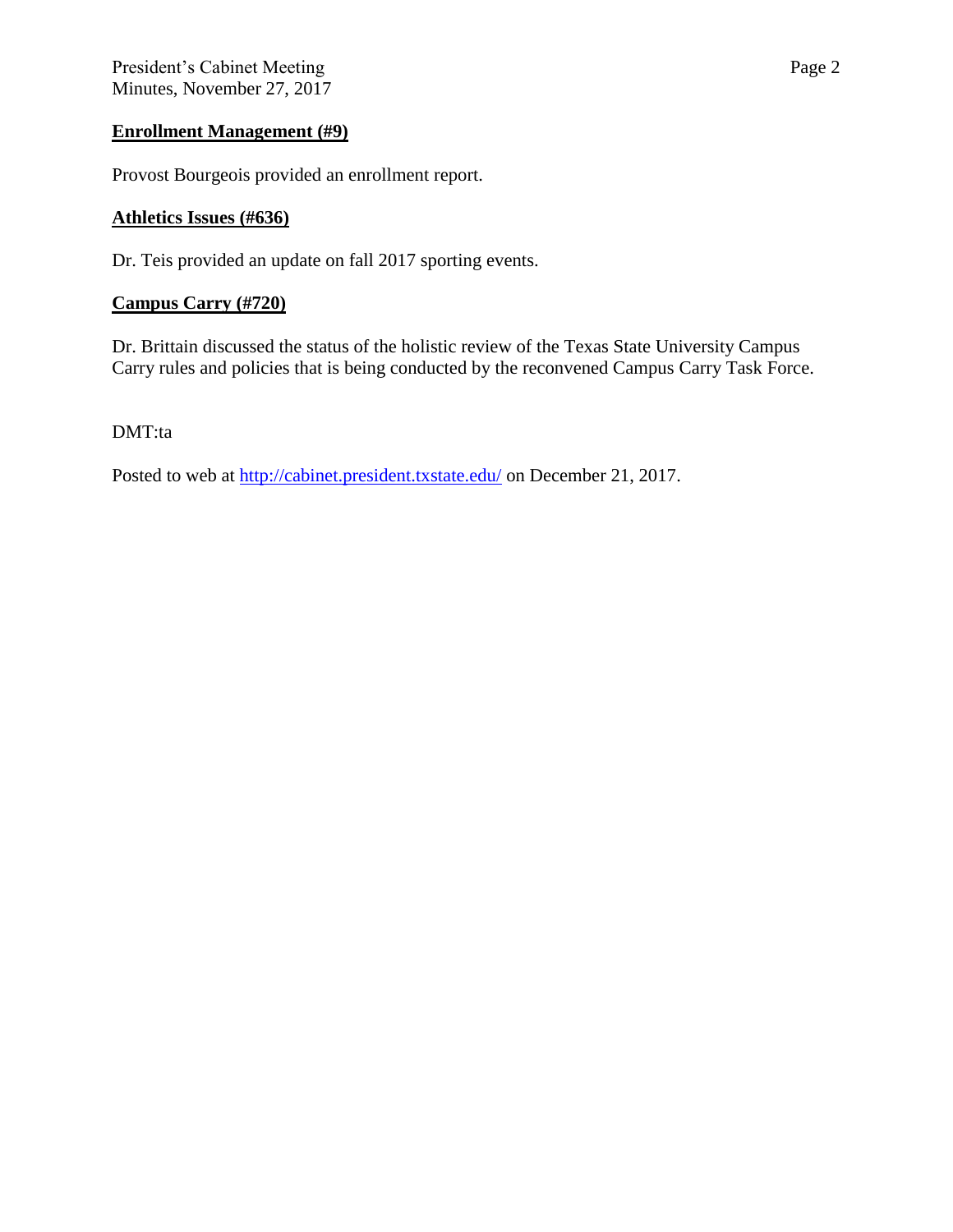**Enrollment Management (#9)**

Provost Bourgeois provided an enrollment report.

**Athletics Issues (#636)**

Dr. Teis provided an update on fall 2017 sporting events.

**Campus Carry (#720)**

Dr. Brittain discussed the status of the holistic review of the Texas State University Campus Carry rules and policies that is being conducted by the reconvened Campus Carry Task Force.

DMT:ta

Posted to web at http://cabinet.president.txstate.edu/ on December 21, 2017.